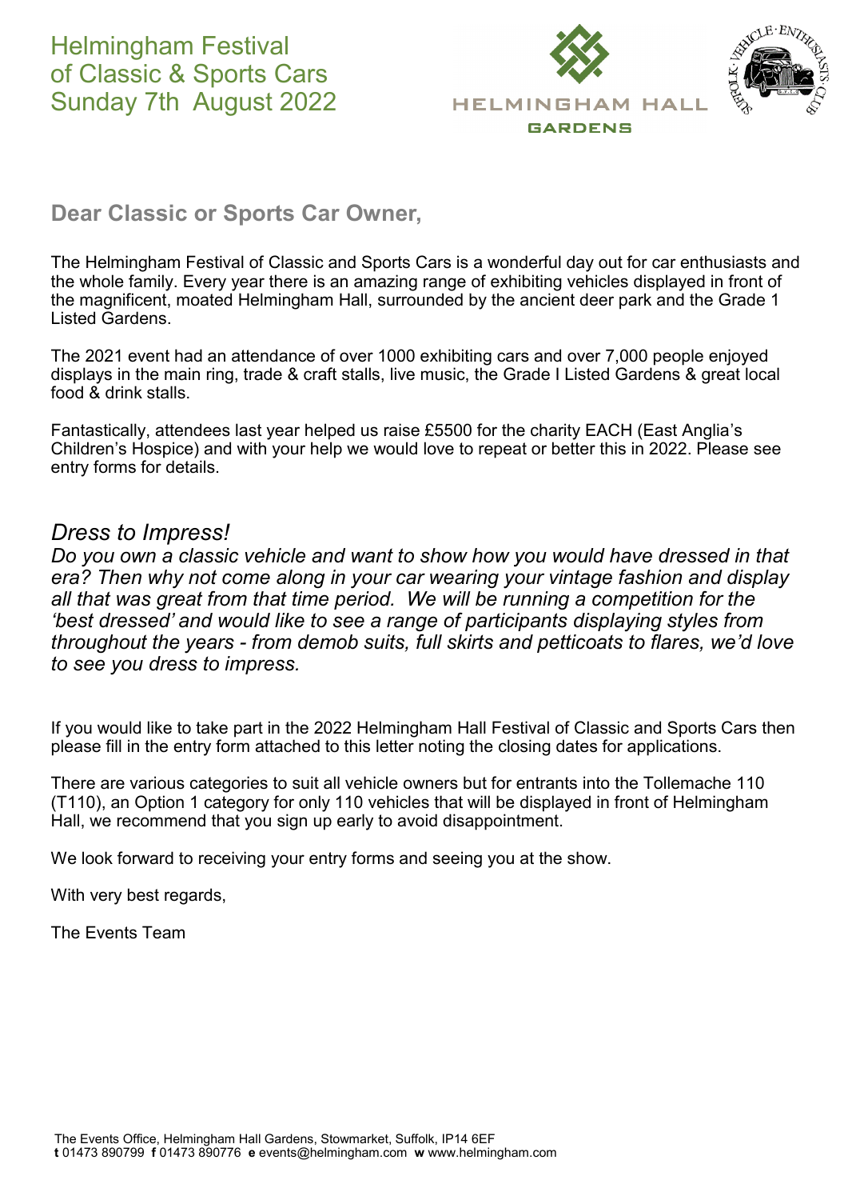# Helmingham Festival of Classic & Sports Cars Sunday 7th August 2022

HELMINGHAM HALL GARDENS

## Dear Classic or Sports Car Owner,

The Helmingham Festival of Classic and Sports Cars is a wonderful day out for car enthusiasts and the whole family. Every year there is an amazing range of exhibiting vehicles displayed in front of the magnificent, moated Helmingham Hall, surrounded by the ancient deer park and the Grade 1 Listed Gardens.

The 2021 event had an attendance of over 1000 exhibiting cars and over 7,000 people enjoyed displays in the main ring, trade & craft stalls, live music, the Grade I Listed Gardens & great local food & drink stalls.

Fantastically, attendees last year helped us raise £5500 for the charity EACH (East Anglia's Children's Hospice) and with your help we would love to repeat or better this in 2022. Please see entry forms for details.

## *Dress to Impress!*

*Do you own a classic vehicle and want to show how you would have dressed in that era? Then why not come along in your car wearing your vintage fashion and display all that was great from that time period. We will be running a competition for the 'best dressed' and would like to see a range of participants displaying styles from throughout the years - from demob suits, full skirts and petticoats to flares, we'd love to see you dress to impress.*

If you would like to take part in the 2022 Helmingham Hall Festival of Classic and Sports Cars then please fill in the entry form attached to this letter noting the closing dates for applications.

There are various categories to suit all vehicle owners but for entrants into the Tollemache 110 (T110), an Option 1 category for only 110 vehicles that will be displayed in front of Helmingham Hall, we recommend that you sign up early to avoid disappointment.

We look forward to receiving your entry forms and seeing you at the show.

With very best regards,

The Events Team

The Events Office, Helmingham Hall Gardens, Stowmarket, Suffolk, IP14 6EF
**t** 01473 890799 **f** 01473 890776 **e** events@helmingham.com **w** www.helmingham.com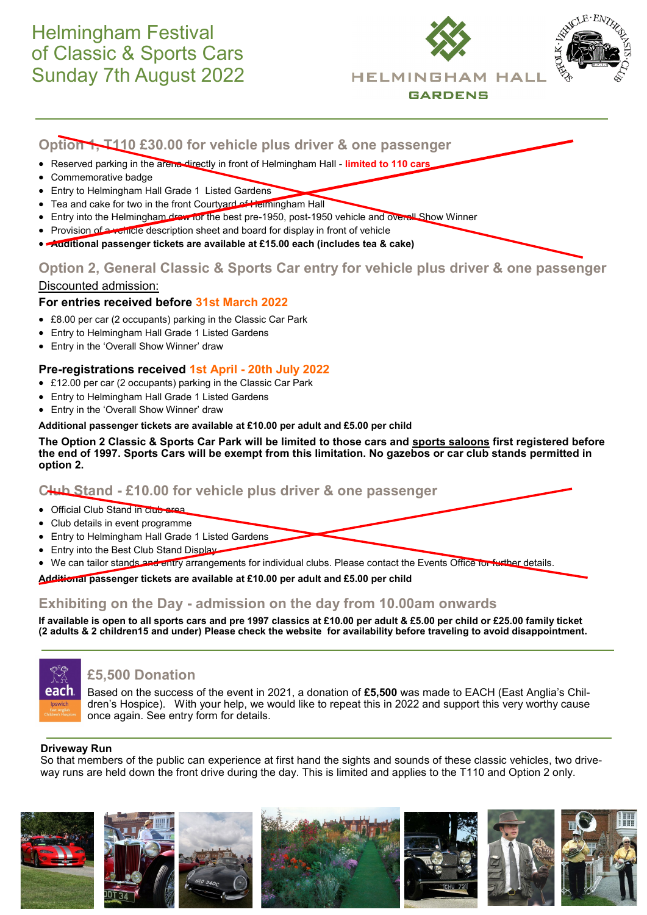# Helmingham Festival of Classic & Sports Cars Sunday 7th August 2022

HELMINGHAM HALL GARDENS

SUFFOLK · VEHICLE · ENTHUSIASTS · CLUB

## Option 1, T110 £30.00 for vehicle plus driver & one passenger

- Reserved parking in the arena directly in front of Helmingham Hall - limited to 110 cars
- Commemorative badge
- Entry to Helmingham Hall Grade 1 Listed Gardens
- Tea and cake for two in the front Courtyard of Helmingham Hall
- Entry into the Helmingham draw for the best pre-1950, post-1950 vehicle and overall Show Winner
- Provision of a vehicle description sheet and board for display in front of vehicle
- **Additional passenger tickets are available at £15.00 each (includes tea & cake)**

## Option 2, General Classic & Sports Car entry for vehicle plus driver & one passenger

Discounted admission:

**For entries received before 31st March 2022**

- £8.00 per car (2 occupants) parking in the Classic Car Park
- Entry to Helmingham Hall Grade 1 Listed Gardens
- Entry in the 'Overall Show Winner' draw

**Pre-registrations received 1st April - 20th July 2022**

- £12.00 per car (2 occupants) parking in the Classic Car Park
- Entry to Helmingham Hall Grade 1 Listed Gardens
- Entry in the 'Overall Show Winner' draw

**Additional passenger tickets are available at £10.00 per adult and £5.00 per child**

**The Option 2 Classic & Sports Car Park will be limited to those cars and sports saloons first registered before the end of 1997. Sports Cars will be exempt from this limitation. No gazebos or car club stands permitted in option 2.**

## Club Stand - £10.00 for vehicle plus driver & one passenger

- Official Club Stand in club area
- Club details in event programme
- Entry to Helmingham Hall Grade 1 Listed Gardens
- Entry into the Best Club Stand Display
- We can tailor stands and entry arrangements for individual clubs. Please contact the Events Office for further details.

**Additional passenger tickets are available at £10.00 per adult and £5.00 per child**

## Exhibiting on the Day - admission on the day from 10.00am onwards

**If available is open to all sports cars and pre 1997 classics at £10.00 per adult & £5.00 per child or £25.00 family ticket (2 adults & 2 children15 and under) Please check the website for availability before traveling to avoid disappointment.**

## £5,500 Donation

Based on the success of the event in 2021, a donation of **£5,500** was made to EACH (East Anglia's Children's Hospice). With your help, we would like to repeat this in 2022 and support this very worthy cause once again. See entry form for details.

**Driveway Run**

So that members of the public can experience at first hand the sights and sounds of these classic vehicles, two driveway runs are held down the front drive during the day. This is limited and applies to the T110 and Option 2 only.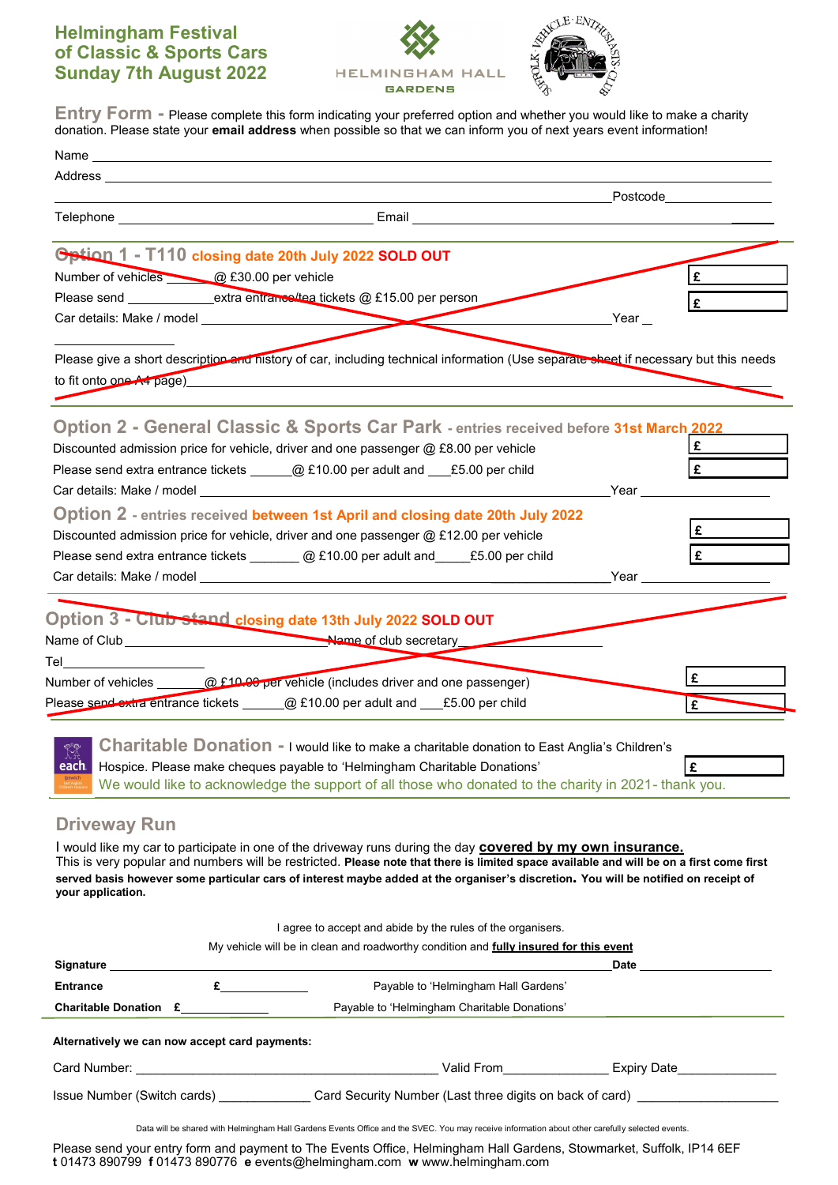# Helmingham Festival of Classic & Sports Cars Sunday 7th August 2022

HELMINGHAM HALL GARDENS

SUFFOLK VEHICLE ENTHUSIASTS CLUB

**Entry Form** - Please complete this form indicating your preferred option and whether you would like to make a charity donation. Please state your **email address** when possible so that we can inform you of next years event information!

Name ______________________________________________

Address ______________________________________________

______________________________________________ Postcode ______________

Telephone ______________________ Email ______________________

## Option 1 - T110 closing date 20th July 2022 SOLD OUT

Number of vehicles ________ @ £30.00 per vehicle £

Please send ____________ extra entrance/tea tickets @ £15.00 per person £

Car details: Make / model ______________________________ Year __

______________

Please give a short description and history of car, including technical information (Use separate sheet if necessary but this needs to fit onto one A4 page) ______________________________

## Option 2 - General Classic & Sports Car Park - entries received before 31st March 2022

Discounted admission price for vehicle, driver and one passenger @ £8.00 per vehicle £

Please send extra entrance tickets ______ @ £10.00 per adult and ___ £5.00 per child £

Car details: Make / model ______________________________ Year ______________

## Option 2 - entries received between 1st April and closing date 20th July 2022

Discounted admission price for vehicle, driver and one passenger @ £12.00 per vehicle £

Please send extra entrance tickets _______ @ £10.00 per adult and _____ £5.00 per child £

Car details: Make / model ______________________________ Year ______________

## Option 3 - Club stand closing date 13th July 2022 SOLD OUT

Name of Club ______________________ Name of club secretary ______________________

Tel ______________________

Number of vehicles _______ @ £10.00 per vehicle (includes driver and one passenger) £

Please send extra entrance tickets ______ @ £10.00 per adult and ___ £5.00 per child £

## Charitable Donation

I would like to make a charitable donation to East Anglia's Children's Hospice. Please make cheques payable to 'Helmingham Charitable Donations' £

We would like to acknowledge the support of all those who donated to the charity in 2021 - thank you.

## Driveway Run

I would like my car to participate in one of the driveway runs during the day **covered by my own insurance.**
This is very popular and numbers will be restricted. **Please note that there is limited space available and will be on a first come first served basis however some particular cars of interest maybe added at the organiser's discretion. You will be notified on receipt of your application.**

I agree to accept and abide by the rules of the organisers.

My vehicle will be in clean and roadworthy condition and **fully insured for this event**

**Signature** ______________________________ **Date** ______________

**Entrance** £ ______________ Payable to 'Helmingham Hall Gardens'

**Charitable Donation** £ ______________ Payable to 'Helmingham Charitable Donations'

**Alternatively we can now accept card payments:**

Card Number: ______________________ Valid From ______________ Expiry Date ______________

Issue Number (Switch cards) ______________ Card Security Number (Last three digits on back of card) ______________

Data will be shared with Helmingham Hall Gardens Events Office and the SVEC. You may receive information about other carefully selected events.

Please send your entry form and payment to The Events Office, Helmingham Hall Gardens, Stowmarket, Suffolk, IP14 6EF
**t** 01473 890799 **f** 01473 890776 **e** events@helmingham.com **w** www.helmingham.com